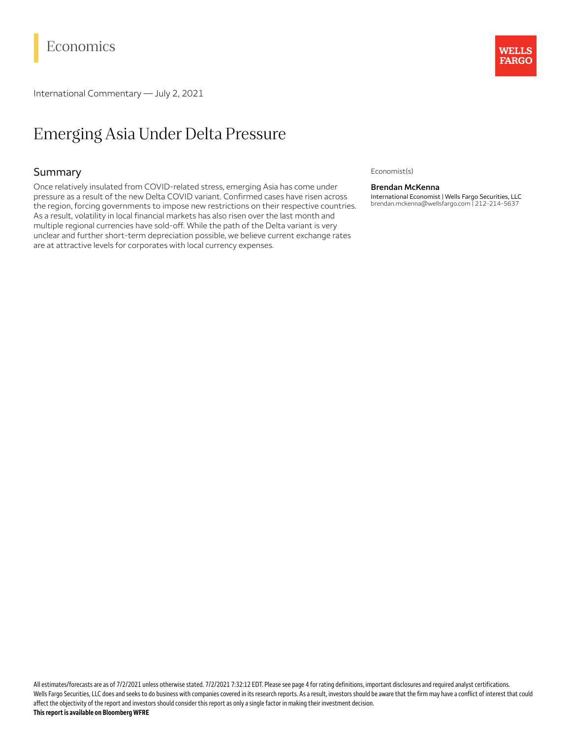Economics

International Commentary — July 2, 2021

# Emerging Asia Under Delta Pressure

## Summary

Once relatively insulated from COVID-related stress, emerging Asia has come under pressure as a result of the new Delta COVID variant. Confirmed cases have risen across the region, forcing governments to impose new restrictions on their respective countries. As a result, volatility in local financial markets has also risen over the last month and multiple regional currencies have sold-off. While the path of the Delta variant is very unclear and further short-term depreciation possible, we believe current exchange rates are at attractive levels for corporates with local currency expenses.

Economist(s)

**Brendan McKenna**
International Economist | Wells Fargo Securities, LLC
brendan.mckenna@wellsfargo.com | 212-214-5637

All estimates/forecasts are as of 7/2/2021 unless otherwise stated. 7/2/2021 7:32:12 EDT. Please see page 4 for rating definitions, important disclosures and required analyst certifications.
Wells Fargo Securities, LLC does and seeks to do business with companies covered in its research reports. As a result, investors should be aware that the firm may have a conflict of interest that could affect the objectivity of the report and investors should consider this report as only a single factor in making their investment decision.
**This report is available on Bloomberg WFRE**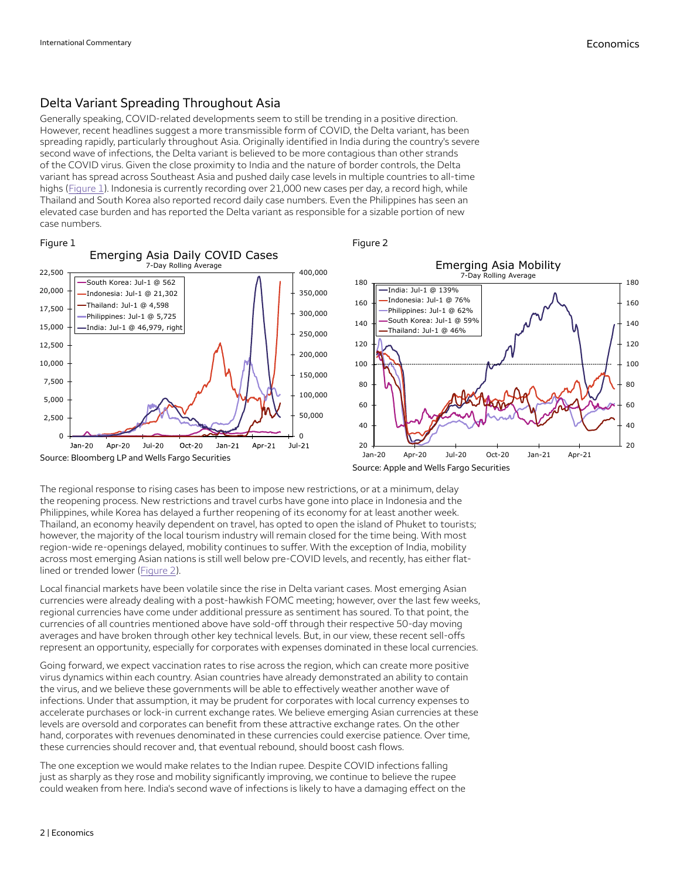## Delta Variant Spreading Throughout Asia

Generally speaking, COVID-related developments seem to still be trending in a positive direction. However, recent headlines suggest a more transmissible form of COVID, the Delta variant, has been spreading rapidly, particularly throughout Asia. Originally identified in India during the country's severe second wave of infections, the Delta variant is believed to be more contagious than other strands of the COVID virus. Given the close proximity to India and the nature of border controls, the Delta variant has spread across Southeast Asia and pushed daily case levels in multiple countries to all-time highs (Figure 1). Indonesia is currently recording over 21,000 new cases per day, a record high, while Thailand and South Korea also reported record daily case numbers. Even the Philippines has seen an elevated case burden and has reported the Delta variant as responsible for a sizable portion of new case numbers.

Figure 1

Emerging Asia Daily COVID Cases
7-Day Rolling Average

South Korea: Jul-1 @ 562
Indonesia: Jul-1 @ 21,302
Thailand: Jul-1 @ 4,598
Philippines: Jul-1 @ 5,725
India: Jul-1 @ 46,979, right

Source: Bloomberg LP and Wells Fargo Securities

Figure 2

Emerging Asia Mobility
7-Day Rolling Average

India: Jul-1 @ 139%
Indonesia: Jul-1 @ 76%
Philippines: Jul-1 @ 62%
South Korea: Jul-1 @ 59%
Thailand: Jul-1 @ 46%

Source: Apple and Wells Fargo Securities

The regional response to rising cases has been to impose new restrictions, or at a minimum, delay the reopening process. New restrictions and travel curbs have gone into place in Indonesia and the Philippines, while Korea has delayed a further reopening of its economy for at least another week. Thailand, an economy heavily dependent on travel, has opted to open the island of Phuket to tourists; however, the majority of the local tourism industry will remain closed for the time being. With most region-wide re-openings delayed, mobility continues to suffer. With the exception of India, mobility across most emerging Asian nations is still well below pre-COVID levels, and recently, has either flat-lined or trended lower (Figure 2).

Local financial markets have been volatile since the rise in Delta variant cases. Most emerging Asian currencies were already dealing with a post-hawkish FOMC meeting; however, over the last few weeks, regional currencies have come under additional pressure as sentiment has soured. To that point, the currencies of all countries mentioned above have sold-off through their respective 50-day moving averages and have broken through other key technical levels. But, in our view, these recent sell-offs represent an opportunity, especially for corporates with expenses dominated in these local currencies.

Going forward, we expect vaccination rates to rise across the region, which can create more positive virus dynamics within each country. Asian countries have already demonstrated an ability to contain the virus, and we believe these governments will be able to effectively weather another wave of infections. Under that assumption, it may be prudent for corporates with local currency expenses to accelerate purchases or lock-in current exchange rates. We believe emerging Asian currencies at these levels are oversold and corporates can benefit from these attractive exchange rates. On the other hand, corporates with revenues denominated in these currencies could exercise patience. Over time, these currencies should recover and, that eventual rebound, should boost cash flows.

The one exception we would make relates to the Indian rupee. Despite COVID infections falling just as sharply as they rose and mobility significantly improving, we continue to believe the rupee could weaken from here. India's second wave of infections is likely to have a damaging effect on the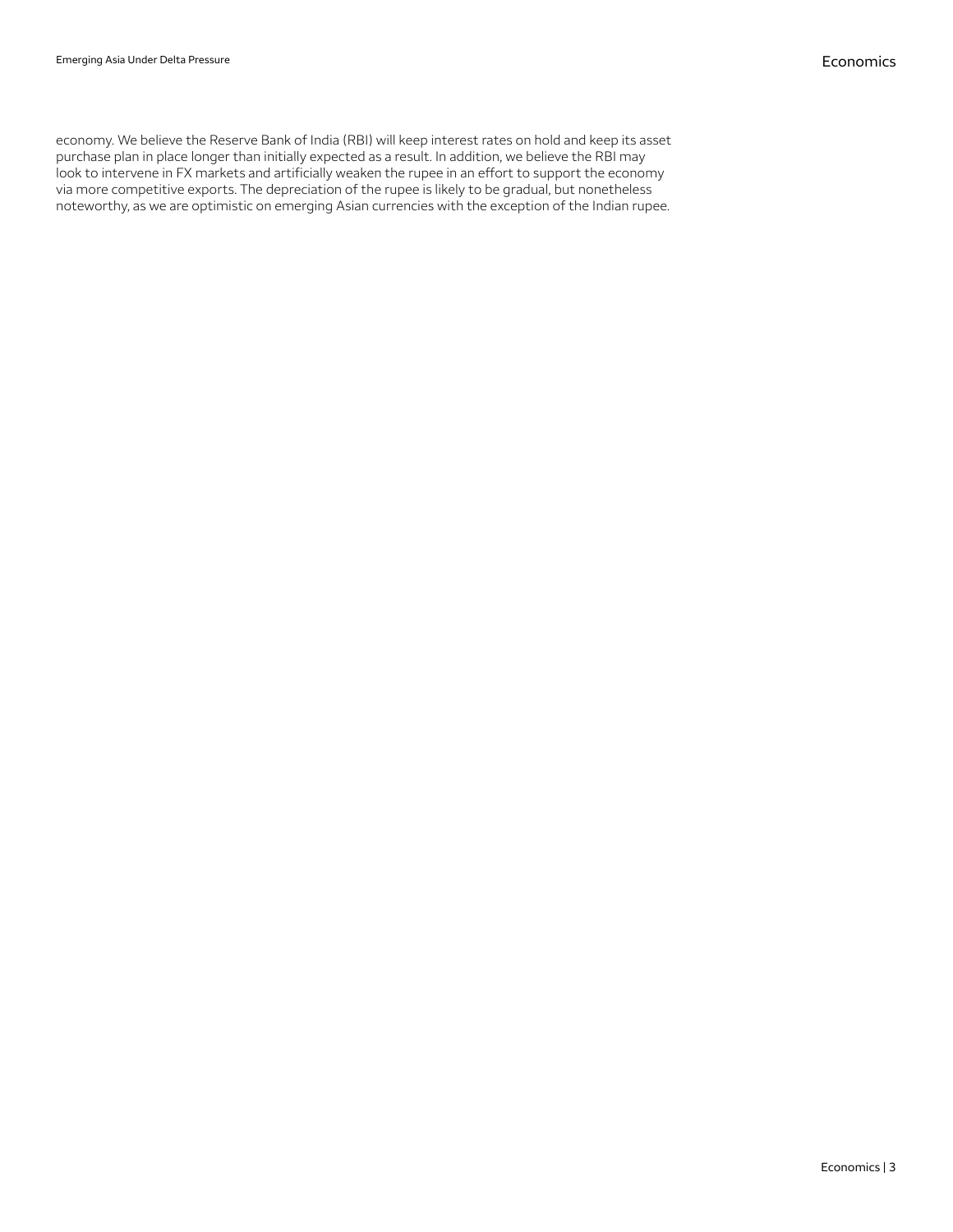economy. We believe the Reserve Bank of India (RBI) will keep interest rates on hold and keep its asset purchase plan in place longer than initially expected as a result. In addition, we believe the RBI may look to intervene in FX markets and artificially weaken the rupee in an effort to support the economy via more competitive exports. The depreciation of the rupee is likely to be gradual, but nonetheless noteworthy, as we are optimistic on emerging Asian currencies with the exception of the Indian rupee.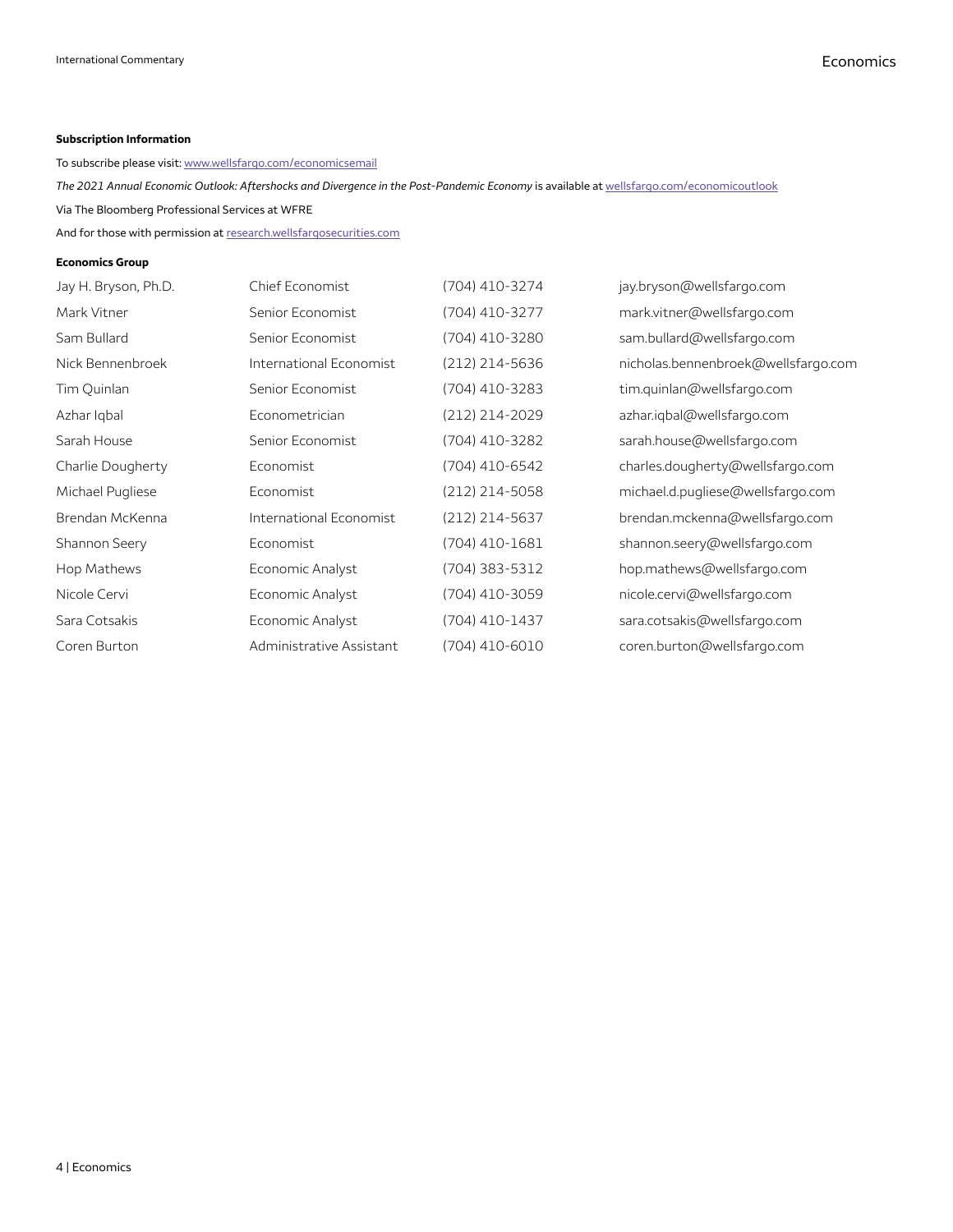**Subscription Information**

To subscribe please visit: [www.wellsfargo.com/economicsemail](www.wellsfargo.com/economicsemail)

*The 2021 Annual Economic Outlook: Aftershocks and Divergence in the Post-Pandemic Economy* is available at [wellsfargo.com/economicoutlook](wellsfargo.com/economicoutlook)

Via The Bloomberg Professional Services at WFRE

And for those with permission at [research.wellsfargosecurities.com](research.wellsfargosecurities.com)

**Economics Group**

| | | | |
|---|---|---|---|
| Jay H. Bryson, Ph.D. | Chief Economist | (704) 410-3274 | jay.bryson@wellsfargo.com |
| Mark Vitner | Senior Economist | (704) 410-3277 | mark.vitner@wellsfargo.com |
| Sam Bullard | Senior Economist | (704) 410-3280 | sam.bullard@wellsfargo.com |
| Nick Bennenbroek | International Economist | (212) 214-5636 | nicholas.bennenbroek@wellsfargo.com |
| Tim Quinlan | Senior Economist | (704) 410-3283 | tim.quinlan@wellsfargo.com |
| Azhar Iqbal | Econometrician | (212) 214-2029 | azhar.iqbal@wellsfargo.com |
| Sarah House | Senior Economist | (704) 410-3282 | sarah.house@wellsfargo.com |
| Charlie Dougherty | Economist | (704) 410-6542 | charles.dougherty@wellsfargo.com |
| Michael Pugliese | Economist | (212) 214-5058 | michael.d.pugliese@wellsfargo.com |
| Brendan McKenna | International Economist | (212) 214-5637 | brendan.mckenna@wellsfargo.com |
| Shannon Seery | Economist | (704) 410-1681 | shannon.seery@wellsfargo.com |
| Hop Mathews | Economic Analyst | (704) 383-5312 | hop.mathews@wellsfargo.com |
| Nicole Cervi | Economic Analyst | (704) 410-3059 | nicole.cervi@wellsfargo.com |
| Sara Cotsakis | Economic Analyst | (704) 410-1437 | sara.cotsakis@wellsfargo.com |
| Coren Burton | Administrative Assistant | (704) 410-6010 | coren.burton@wellsfargo.com |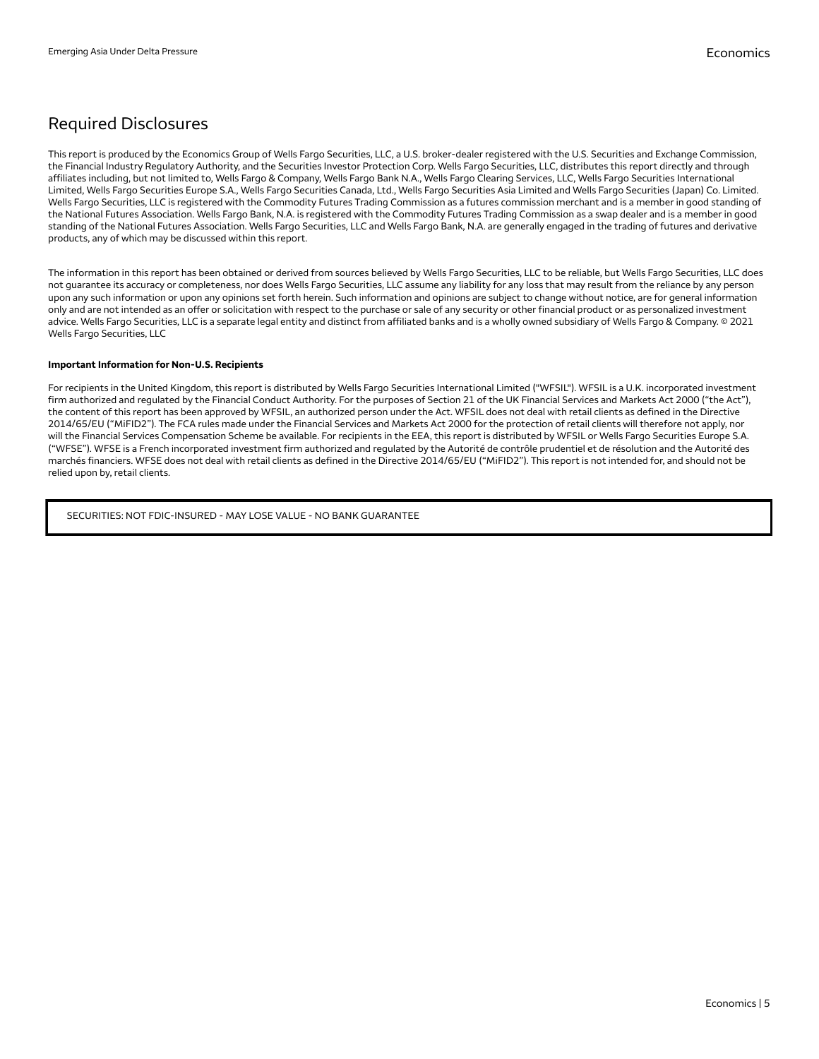## Required Disclosures

This report is produced by the Economics Group of Wells Fargo Securities, LLC, a U.S. broker-dealer registered with the U.S. Securities and Exchange Commission, the Financial Industry Regulatory Authority, and the Securities Investor Protection Corp. Wells Fargo Securities, LLC, distributes this report directly and through affiliates including, but not limited to, Wells Fargo & Company, Wells Fargo Bank N.A., Wells Fargo Clearing Services, LLC, Wells Fargo Securities International Limited, Wells Fargo Securities Europe S.A., Wells Fargo Securities Canada, Ltd., Wells Fargo Securities Asia Limited and Wells Fargo Securities (Japan) Co. Limited. Wells Fargo Securities, LLC is registered with the Commodity Futures Trading Commission as a futures commission merchant and is a member in good standing of the National Futures Association. Wells Fargo Bank, N.A. is registered with the Commodity Futures Trading Commission as a swap dealer and is a member in good standing of the National Futures Association. Wells Fargo Securities, LLC and Wells Fargo Bank, N.A. are generally engaged in the trading of futures and derivative products, any of which may be discussed within this report.

The information in this report has been obtained or derived from sources believed by Wells Fargo Securities, LLC to be reliable, but Wells Fargo Securities, LLC does not guarantee its accuracy or completeness, nor does Wells Fargo Securities, LLC assume any liability for any loss that may result from the reliance by any person upon any such information or upon any opinions set forth herein. Such information and opinions are subject to change without notice, are for general information only and are not intended as an offer or solicitation with respect to the purchase or sale of any security or other financial product or as personalized investment advice. Wells Fargo Securities, LLC is a separate legal entity and distinct from affiliated banks and is a wholly owned subsidiary of Wells Fargo & Company. © 2021 Wells Fargo Securities, LLC

**Important Information for Non-U.S. Recipients**

For recipients in the United Kingdom, this report is distributed by Wells Fargo Securities International Limited ("WFSIL"). WFSIL is a U.K. incorporated investment firm authorized and regulated by the Financial Conduct Authority. For the purposes of Section 21 of the UK Financial Services and Markets Act 2000 ("the Act"), the content of this report has been approved by WFSIL, an authorized person under the Act. WFSIL does not deal with retail clients as defined in the Directive 2014/65/EU ("MiFID2"). The FCA rules made under the Financial Services and Markets Act 2000 for the protection of retail clients will therefore not apply, nor will the Financial Services Compensation Scheme be available. For recipients in the EEA, this report is distributed by WFSIL or Wells Fargo Securities Europe S.A. ("WFSE"). WFSE is a French incorporated investment firm authorized and regulated by the Autorité de contrôle prudentiel et de résolution and the Autorité des marchés financiers. WFSE does not deal with retail clients as defined in the Directive 2014/65/EU ("MiFID2"). This report is not intended for, and should not be relied upon by, retail clients.

SECURITIES: NOT FDIC-INSURED - MAY LOSE VALUE - NO BANK GUARANTEE